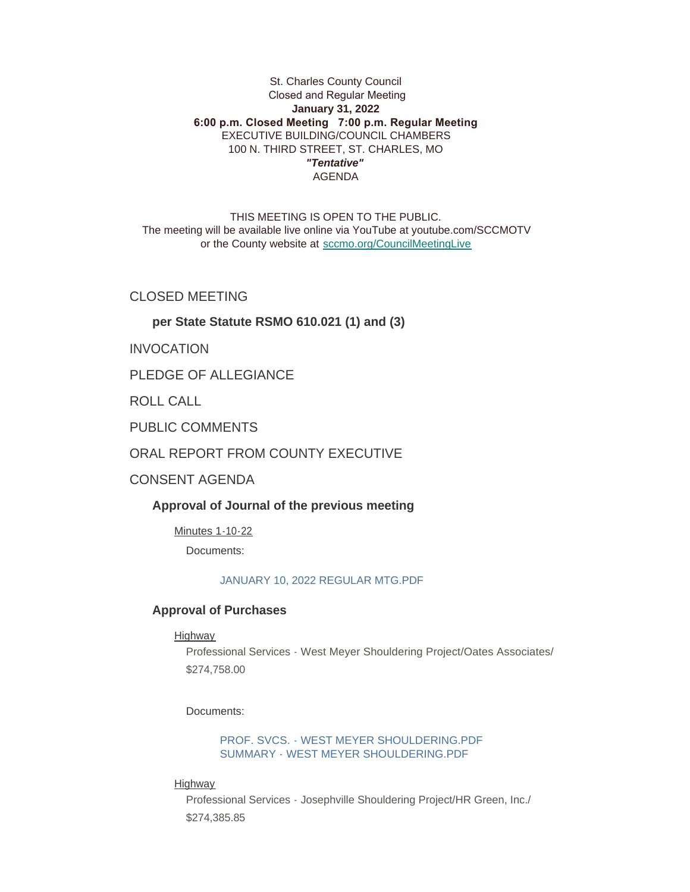St. Charles County Council
Closed and Regular Meeting
**January 31, 2022**
**6:00 p.m. Closed Meeting 7:00 p.m. Regular Meeting**
EXECUTIVE BUILDING/COUNCIL CHAMBERS
100 N. THIRD STREET, ST. CHARLES, MO
***"Tentative"***
AGENDA

THIS MEETING IS OPEN TO THE PUBLIC.
The meeting will be available live online via YouTube at youtube.com/SCCMOTV
or the County website at sccmo.org/CouncilMeetingLive

## CLOSED MEETING

**per State Statute RSMO 610.021 (1) and (3)**

## INVOCATION

## PLEDGE OF ALLEGIANCE

## ROLL CALL

## PUBLIC COMMENTS

## ORAL REPORT FROM COUNTY EXECUTIVE

## CONSENT AGENDA

### Approval of Journal of the previous meeting

Minutes 1-10-22

Documents:

JANUARY 10, 2022 REGULAR MTG.PDF

### Approval of Purchases

Highway

Professional Services - West Meyer Shouldering Project/Oates Associates/ $274,758.00

Documents:

PROF. SVCS. - WEST MEYER SHOULDERING.PDF
SUMMARY - WEST MEYER SHOULDERING.PDF

Highway

Professional Services - Josephville Shouldering Project/HR Green, Inc./ $274,385.85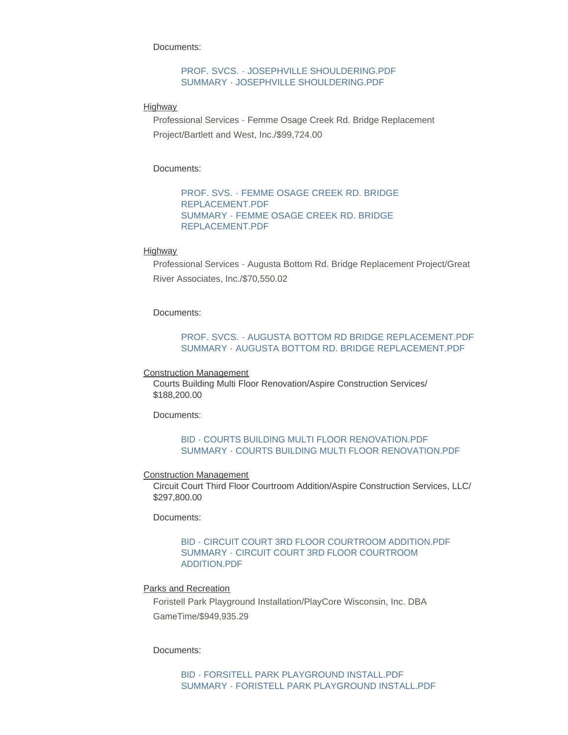Documents:

- PROF. SVCS. - JOSEPHVILLE SHOULDERING.PDF
- SUMMARY - JOSEPHVILLE SHOULDERING.PDF

Highway

Professional Services - Femme Osage Creek Rd. Bridge Replacement Project/Bartlett and West, Inc./$99,724.00

Documents:

- PROF. SVS. - FEMME OSAGE CREEK RD. BRIDGE REPLACEMENT.PDF
- SUMMARY - FEMME OSAGE CREEK RD. BRIDGE REPLACEMENT.PDF

Highway

Professional Services - Augusta Bottom Rd. Bridge Replacement Project/Great River Associates, Inc./$70,550.02

Documents:

- PROF. SVCS. - AUGUSTA BOTTOM RD BRIDGE REPLACEMENT.PDF
- SUMMARY - AUGUSTA BOTTOM RD. BRIDGE REPLACEMENT.PDF

Construction Management

Courts Building Multi Floor Renovation/Aspire Construction Services/ $188,200.00

Documents:

- BID - COURTS BUILDING MULTI FLOOR RENOVATION.PDF
- SUMMARY - COURTS BUILDING MULTI FLOOR RENOVATION.PDF

Construction Management

Circuit Court Third Floor Courtroom Addition/Aspire Construction Services, LLC/ $297,800.00

Documents:

- BID - CIRCUIT COURT 3RD FLOOR COURTROOM ADDITION.PDF
- SUMMARY - CIRCUIT COURT 3RD FLOOR COURTROOM ADDITION.PDF

Parks and Recreation

Foristell Park Playground Installation/PlayCore Wisconsin, Inc. DBA GameTime/$949,935.29

Documents:

- BID - FORSITELL PARK PLAYGROUND INSTALL.PDF
- SUMMARY - FORISTELL PARK PLAYGROUND INSTALL.PDF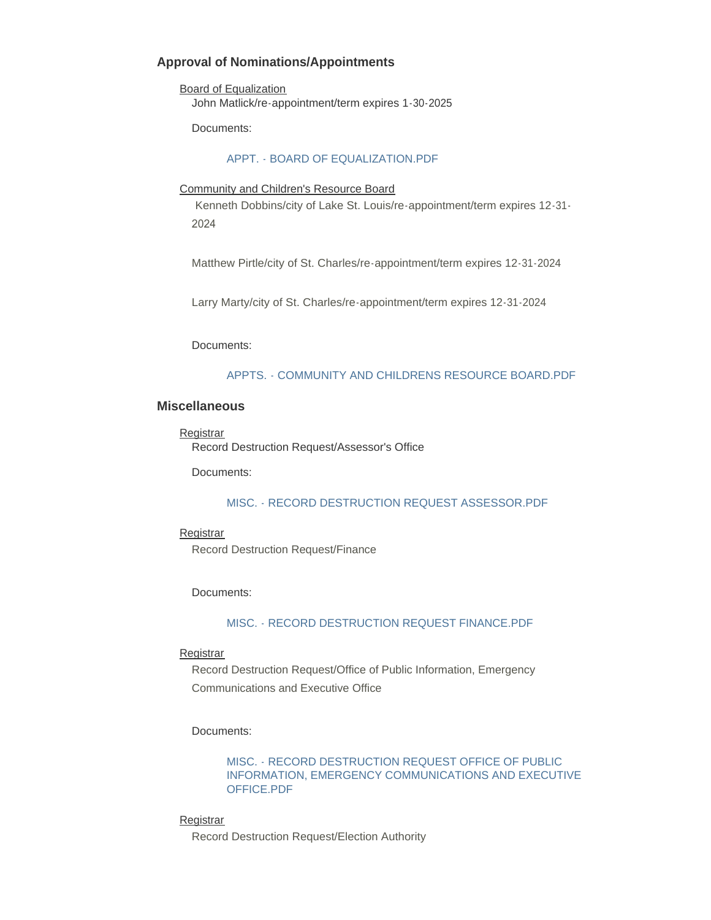## Approval of Nominations/Appointments

Board of Equalization

John Matlick/re-appointment/term expires 1-30-2025

Documents:

APPT. - BOARD OF EQUALIZATION.PDF

Community and Children's Resource Board

Kenneth Dobbins/city of Lake St. Louis/re-appointment/term expires 12-31-2024

Matthew Pirtle/city of St. Charles/re-appointment/term expires 12-31-2024

Larry Marty/city of St. Charles/re-appointment/term expires 12-31-2024

Documents:

APPTS. - COMMUNITY AND CHILDRENS RESOURCE BOARD.PDF

## Miscellaneous

Registrar

Record Destruction Request/Assessor's Office

Documents:

MISC. - RECORD DESTRUCTION REQUEST ASSESSOR.PDF

Registrar

Record Destruction Request/Finance

Documents:

MISC. - RECORD DESTRUCTION REQUEST FINANCE.PDF

Registrar

Record Destruction Request/Office of Public Information, Emergency Communications and Executive Office

Documents:

MISC. - RECORD DESTRUCTION REQUEST OFFICE OF PUBLIC INFORMATION, EMERGENCY COMMUNICATIONS AND EXECUTIVE OFFICE.PDF

Registrar

Record Destruction Request/Election Authority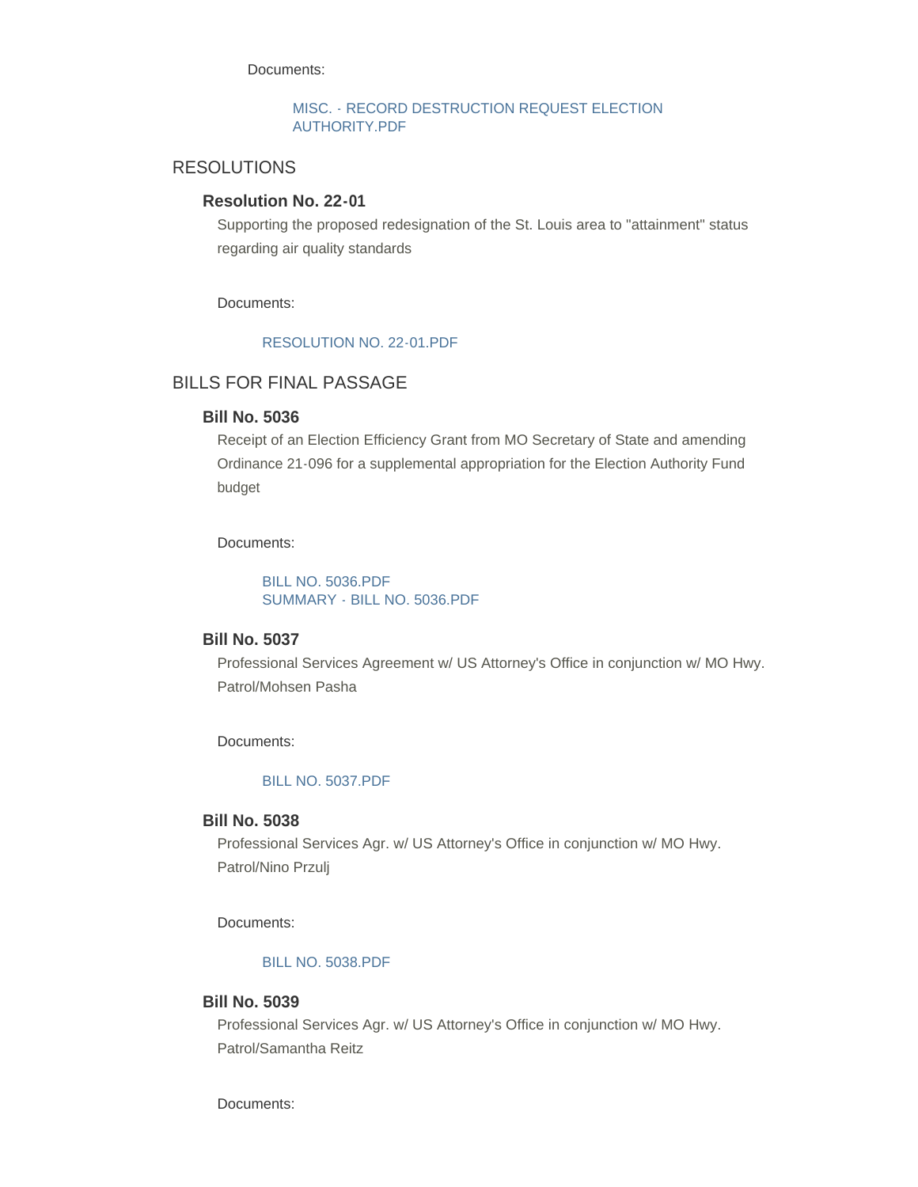Documents:

MISC. - RECORD DESTRUCTION REQUEST ELECTION AUTHORITY.PDF

## RESOLUTIONS

### Resolution No. 22-01

Supporting the proposed redesignation of the St. Louis area to "attainment" status regarding air quality standards

Documents:

RESOLUTION NO. 22-01.PDF

## BILLS FOR FINAL PASSAGE

### Bill No. 5036

Receipt of an Election Efficiency Grant from MO Secretary of State and amending Ordinance 21-096 for a supplemental appropriation for the Election Authority Fund budget

Documents:

BILL NO. 5036.PDF
SUMMARY - BILL NO. 5036.PDF

### Bill No. 5037

Professional Services Agreement w/ US Attorney's Office in conjunction w/ MO Hwy. Patrol/Mohsen Pasha

Documents:

BILL NO. 5037.PDF

### Bill No. 5038

Professional Services Agr. w/ US Attorney's Office in conjunction w/ MO Hwy. Patrol/Nino Przulj

Documents:

BILL NO. 5038.PDF

### Bill No. 5039

Professional Services Agr. w/ US Attorney's Office in conjunction w/ MO Hwy. Patrol/Samantha Reitz

Documents: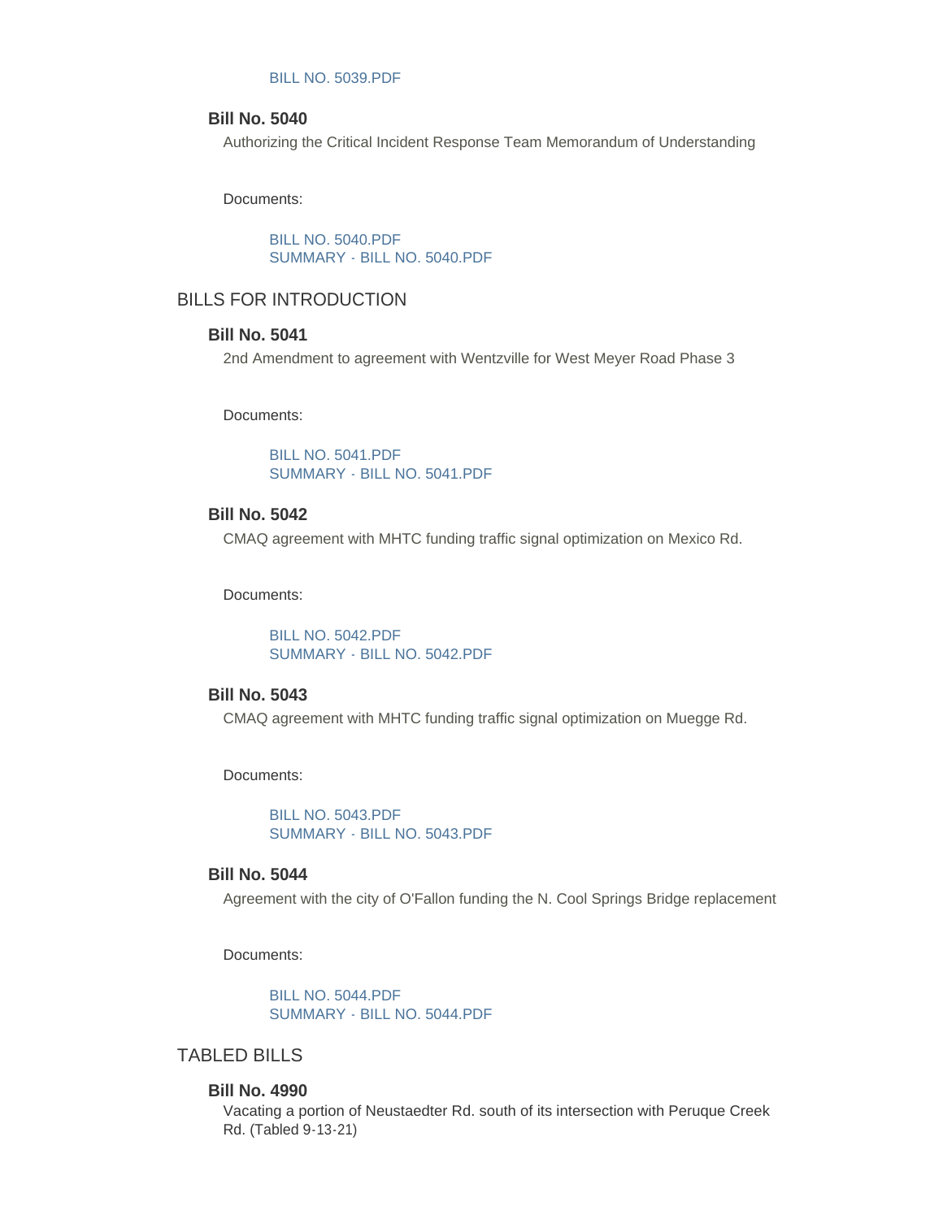BILL NO. 5039.PDF

### Bill No. 5040

Authorizing the Critical Incident Response Team Memorandum of Understanding

Documents:

BILL NO. 5040.PDF
SUMMARY - BILL NO. 5040.PDF

## BILLS FOR INTRODUCTION

### Bill No. 5041

2nd Amendment to agreement with Wentzville for West Meyer Road Phase 3

Documents:

BILL NO. 5041.PDF
SUMMARY - BILL NO. 5041.PDF

### Bill No. 5042

CMAQ agreement with MHTC funding traffic signal optimization on Mexico Rd.

Documents:

BILL NO. 5042.PDF
SUMMARY - BILL NO. 5042.PDF

### Bill No. 5043

CMAQ agreement with MHTC funding traffic signal optimization on Muegge Rd.

Documents:

BILL NO. 5043.PDF
SUMMARY - BILL NO. 5043.PDF

### Bill No. 5044

Agreement with the city of O'Fallon funding the N. Cool Springs Bridge replacement

Documents:

BILL NO. 5044.PDF
SUMMARY - BILL NO. 5044.PDF

## TABLED BILLS

### Bill No. 4990

Vacating a portion of Neustaedter Rd. south of its intersection with Peruque Creek Rd. (Tabled 9-13-21)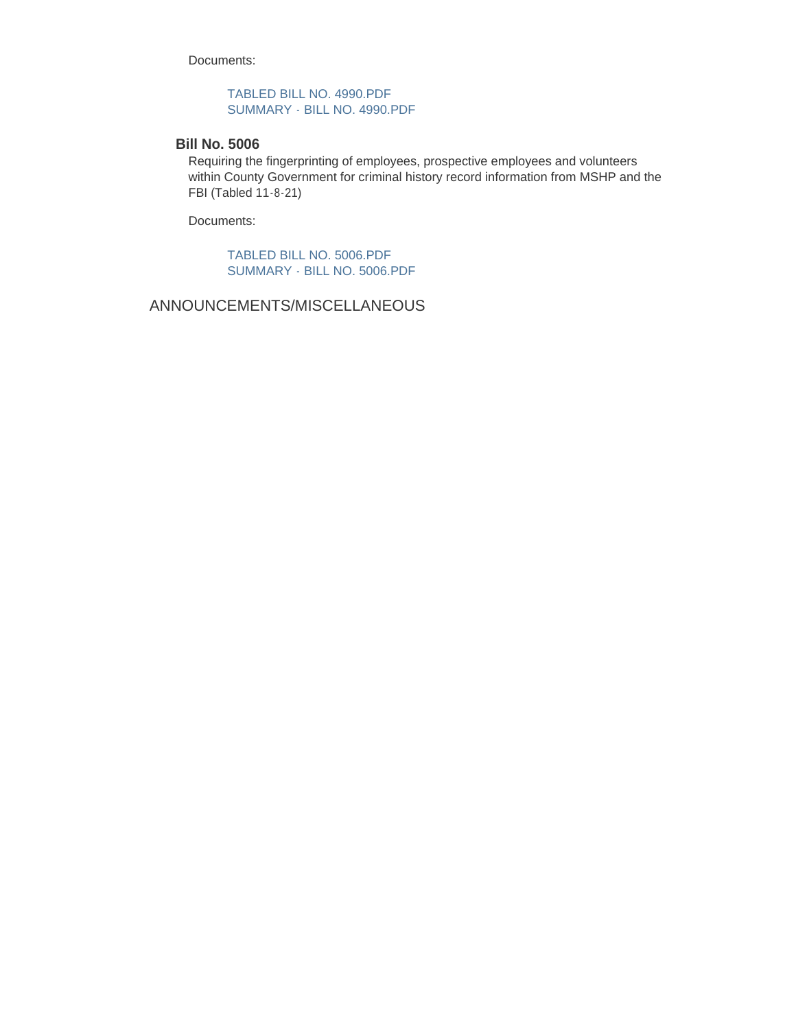Documents:

TABLED BILL NO. 4990.PDF
SUMMARY - BILL NO. 4990.PDF

### Bill No. 5006

Requiring the fingerprinting of employees, prospective employees and volunteers within County Government for criminal history record information from MSHP and the FBI (Tabled 11-8-21)

Documents:

TABLED BILL NO. 5006.PDF
SUMMARY - BILL NO. 5006.PDF

## ANNOUNCEMENTS/MISCELLANEOUS